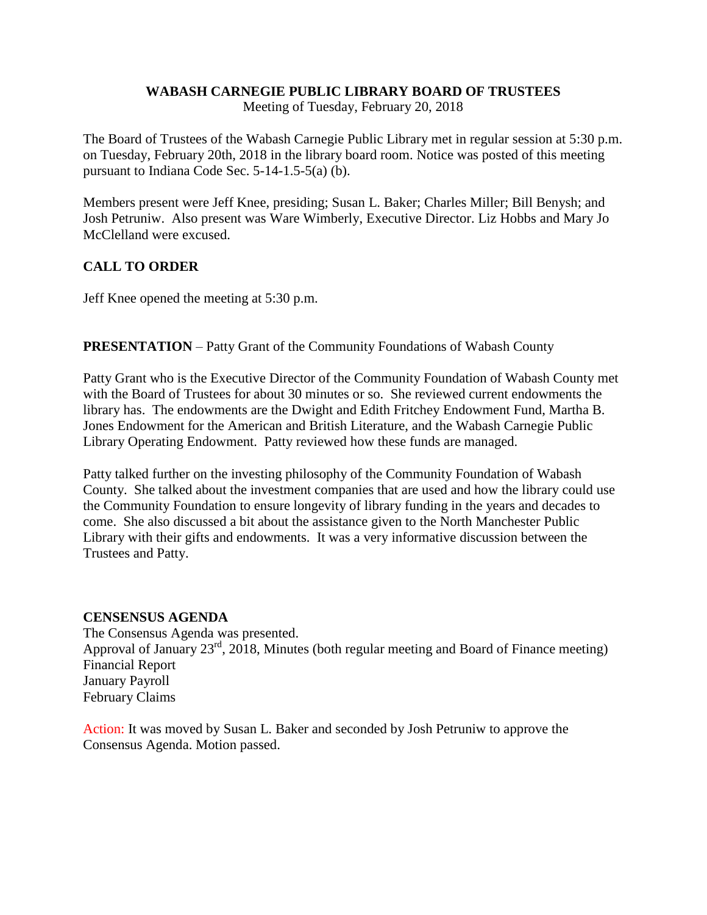# WABASH CARNEGIE PUBLIC LIBRARY BOARD OF TRUSTEES

Meeting of Tuesday, February 20, 2018

The Board of Trustees of the Wabash Carnegie Public Library met in regular session at 5:30 p.m. on Tuesday, February 20th, 2018 in the library board room. Notice was posted of this meeting pursuant to Indiana Code Sec. 5-14-1.5-5(a) (b).

Members present were Jeff Knee, presiding; Susan L. Baker; Charles Miller; Bill Benysh; and Josh Petruniw. Also present was Ware Wimberly, Executive Director. Liz Hobbs and Mary Jo McClelland were excused.

## CALL TO ORDER

Jeff Knee opened the meeting at 5:30 p.m.

**PRESENTATION** – Patty Grant of the Community Foundations of Wabash County

Patty Grant who is the Executive Director of the Community Foundation of Wabash County met with the Board of Trustees for about 30 minutes or so. She reviewed current endowments the library has. The endowments are the Dwight and Edith Fritchey Endowment Fund, Martha B. Jones Endowment for the American and British Literature, and the Wabash Carnegie Public Library Operating Endowment. Patty reviewed how these funds are managed.

Patty talked further on the investing philosophy of the Community Foundation of Wabash County. She talked about the investment companies that are used and how the library could use the Community Foundation to ensure longevity of library funding in the years and decades to come. She also discussed a bit about the assistance given to the North Manchester Public Library with their gifts and endowments. It was a very informative discussion between the Trustees and Patty.

## CENSENSUS AGENDA

The Consensus Agenda was presented.

Approval of January 23rd, 2018, Minutes (both regular meeting and Board of Finance meeting)

Financial Report

January Payroll

February Claims

Action: It was moved by Susan L. Baker and seconded by Josh Petruniw to approve the Consensus Agenda. Motion passed.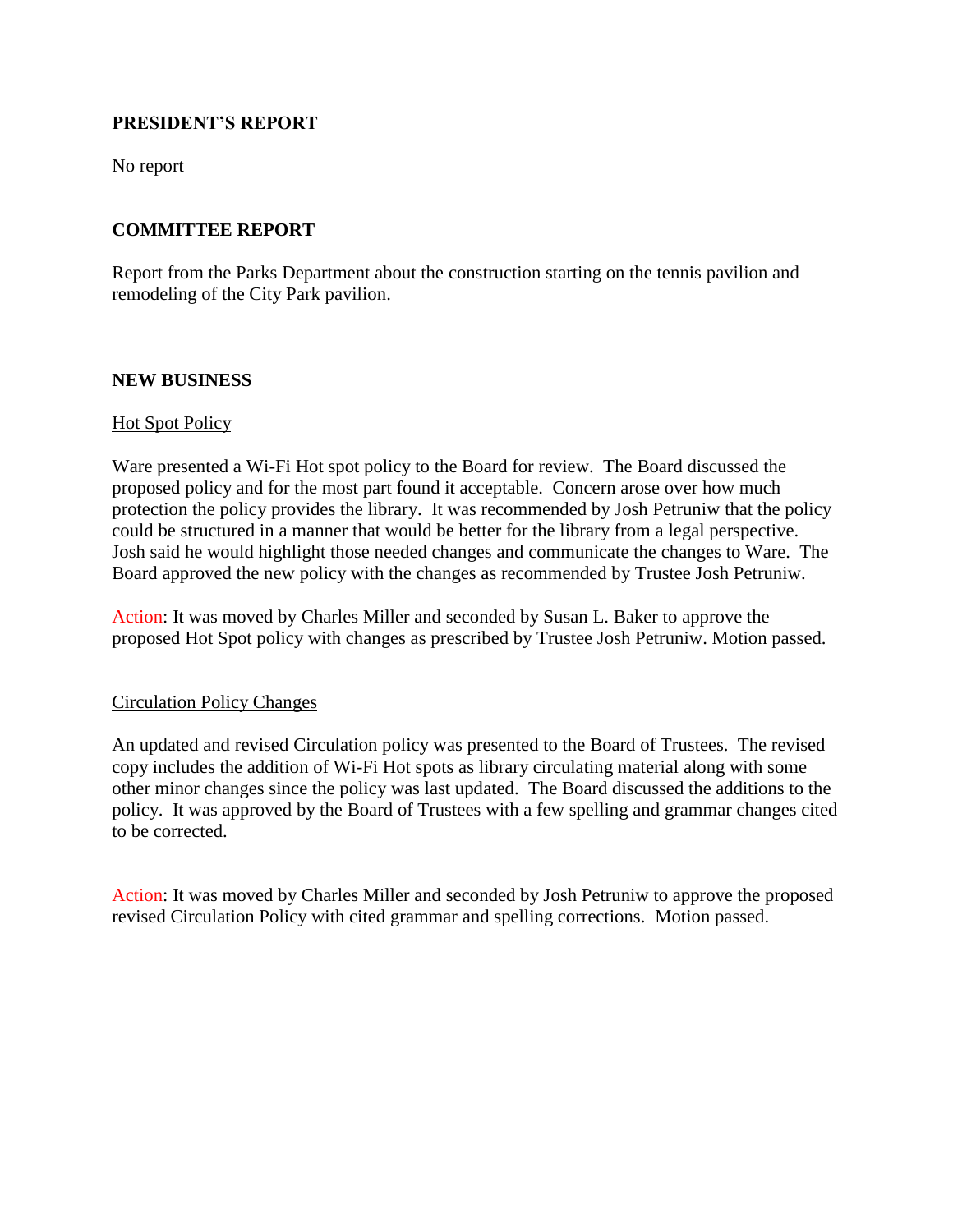## PRESIDENT'S REPORT

No report

## COMMITTEE REPORT

Report from the Parks Department about the construction starting on the tennis pavilion and remodeling of the City Park pavilion.

## NEW BUSINESS

Hot Spot Policy

Ware presented a Wi-Fi Hot spot policy to the Board for review. The Board discussed the proposed policy and for the most part found it acceptable. Concern arose over how much protection the policy provides the library. It was recommended by Josh Petruniw that the policy could be structured in a manner that would be better for the library from a legal perspective. Josh said he would highlight those needed changes and communicate the changes to Ware. The Board approved the new policy with the changes as recommended by Trustee Josh Petruniw.

Action: It was moved by Charles Miller and seconded by Susan L. Baker to approve the proposed Hot Spot policy with changes as prescribed by Trustee Josh Petruniw. Motion passed.

Circulation Policy Changes

An updated and revised Circulation policy was presented to the Board of Trustees. The revised copy includes the addition of Wi-Fi Hot spots as library circulating material along with some other minor changes since the policy was last updated. The Board discussed the additions to the policy. It was approved by the Board of Trustees with a few spelling and grammar changes cited to be corrected.

Action: It was moved by Charles Miller and seconded by Josh Petruniw to approve the proposed revised Circulation Policy with cited grammar and spelling corrections. Motion passed.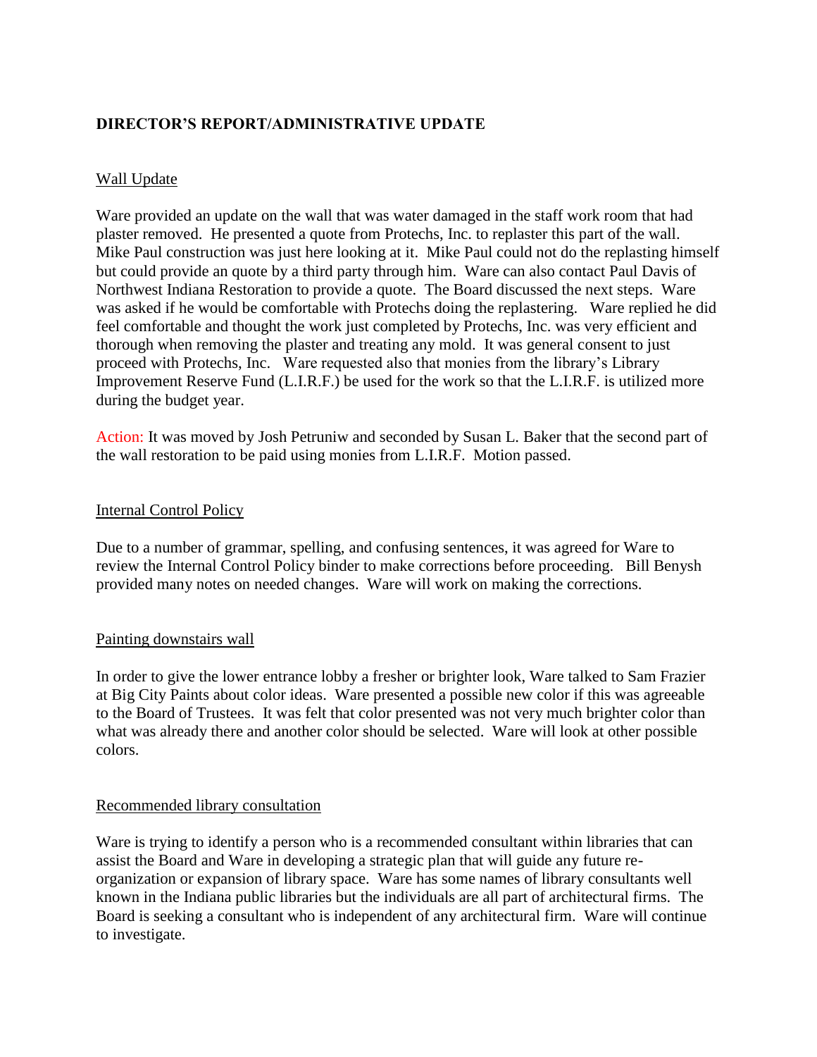## DIRECTOR'S REPORT/ADMINISTRATIVE UPDATE

Wall Update

Ware provided an update on the wall that was water damaged in the staff work room that had plaster removed. He presented a quote from Protechs, Inc. to replaster this part of the wall. Mike Paul construction was just here looking at it. Mike Paul could not do the replasting himself but could provide an quote by a third party through him. Ware can also contact Paul Davis of Northwest Indiana Restoration to provide a quote. The Board discussed the next steps. Ware was asked if he would be comfortable with Protechs doing the replastering. Ware replied he did feel comfortable and thought the work just completed by Protechs, Inc. was very efficient and thorough when removing the plaster and treating any mold. It was general consent to just proceed with Protechs, Inc. Ware requested also that monies from the library's Library Improvement Reserve Fund (L.I.R.F.) be used for the work so that the L.I.R.F. is utilized more during the budget year.

Action: It was moved by Josh Petruniw and seconded by Susan L. Baker that the second part of the wall restoration to be paid using monies from L.I.R.F. Motion passed.

Internal Control Policy

Due to a number of grammar, spelling, and confusing sentences, it was agreed for Ware to review the Internal Control Policy binder to make corrections before proceeding. Bill Benysh provided many notes on needed changes. Ware will work on making the corrections.

Painting downstairs wall

In order to give the lower entrance lobby a fresher or brighter look, Ware talked to Sam Frazier at Big City Paints about color ideas. Ware presented a possible new color if this was agreeable to the Board of Trustees. It was felt that color presented was not very much brighter color than what was already there and another color should be selected. Ware will look at other possible colors.

Recommended library consultation

Ware is trying to identify a person who is a recommended consultant within libraries that can assist the Board and Ware in developing a strategic plan that will guide any future re-organization or expansion of library space. Ware has some names of library consultants well known in the Indiana public libraries but the individuals are all part of architectural firms. The Board is seeking a consultant who is independent of any architectural firm. Ware will continue to investigate.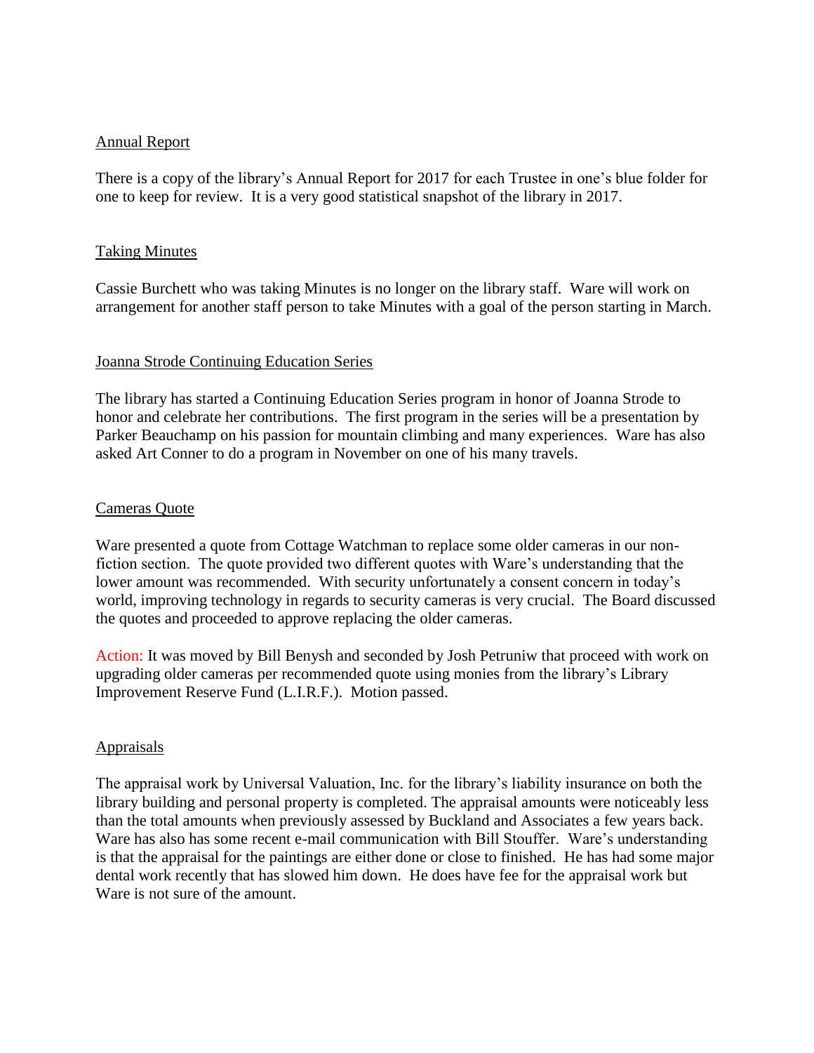## Annual Report

There is a copy of the library's Annual Report for 2017 for each Trustee in one's blue folder for one to keep for review. It is a very good statistical snapshot of the library in 2017.

## Taking Minutes

Cassie Burchett who was taking Minutes is no longer on the library staff. Ware will work on arrangement for another staff person to take Minutes with a goal of the person starting in March.

## Joanna Strode Continuing Education Series

The library has started a Continuing Education Series program in honor of Joanna Strode to honor and celebrate her contributions. The first program in the series will be a presentation by Parker Beauchamp on his passion for mountain climbing and many experiences. Ware has also asked Art Conner to do a program in November on one of his many travels.

## Cameras Quote

Ware presented a quote from Cottage Watchman to replace some older cameras in our non-fiction section. The quote provided two different quotes with Ware's understanding that the lower amount was recommended. With security unfortunately a consent concern in today's world, improving technology in regards to security cameras is very crucial. The Board discussed the quotes and proceeded to approve replacing the older cameras.

Action: It was moved by Bill Benysh and seconded by Josh Petruniw that proceed with work on upgrading older cameras per recommended quote using monies from the library's Library Improvement Reserve Fund (L.I.R.F.). Motion passed.

## Appraisals

The appraisal work by Universal Valuation, Inc. for the library's liability insurance on both the library building and personal property is completed. The appraisal amounts were noticeably less than the total amounts when previously assessed by Buckland and Associates a few years back. Ware has also has some recent e-mail communication with Bill Stouffer. Ware's understanding is that the appraisal for the paintings are either done or close to finished. He has had some major dental work recently that has slowed him down. He does have fee for the appraisal work but Ware is not sure of the amount.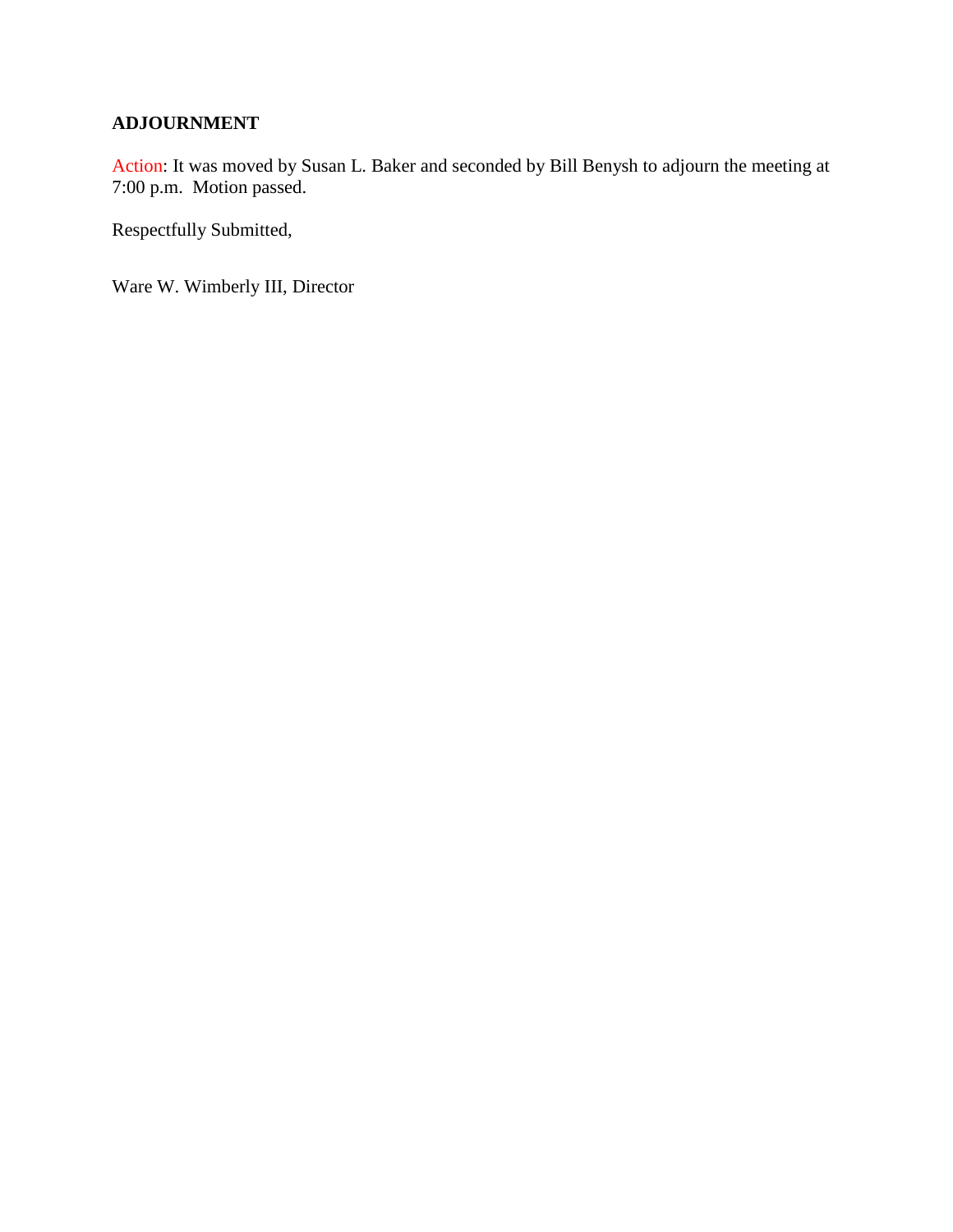**ADJOURNMENT**

Action: It was moved by Susan L. Baker and seconded by Bill Benysh to adjourn the meeting at 7:00 p.m. Motion passed.

Respectfully Submitted,

Ware W. Wimberly III, Director